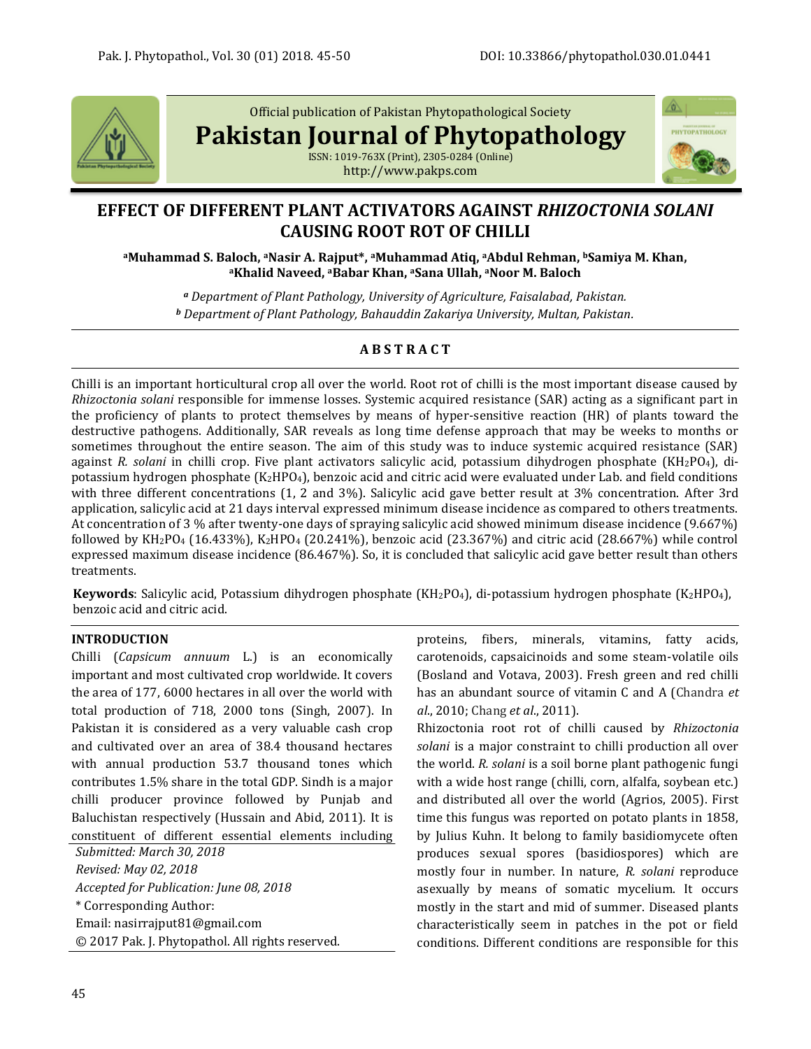Official publication of Pakistan Phytopathological Society

# Pakistan Journal of Phytopathology

ISSN: 1019-763X (Print), 2305-0284 (Online)
http://www.pakps.com

## EFFECT OF DIFFERENT PLANT ACTIVATORS AGAINST *RHIZOCTONIA SOLANI* CAUSING ROOT ROT OF CHILLI

**[a]Muhammad S. Baloch, [a]Nasir A. Rajput\*, [a]Muhammad Atiq, [a]Abdul Rehman, [b]Samiya M. Khan, [a]Khalid Naveed, [a]Babar Khan, [a]Sana Ullah, [a]Noor M. Baloch**

*[a] Department of Plant Pathology, University of Agriculture, Faisalabad, Pakistan.*
*[b] Department of Plant Pathology, Bahauddin Zakariya University, Multan, Pakistan.*

### ABSTRACT

Chilli is an important horticultural crop all over the world. Root rot of chilli is the most important disease caused by *Rhizoctonia solani* responsible for immense losses. Systemic acquired resistance (SAR) acting as a significant part in the proficiency of plants to protect themselves by means of hyper-sensitive reaction (HR) of plants toward the destructive pathogens. Additionally, SAR reveals as long time defense approach that may be weeks to months or sometimes throughout the entire season. The aim of this study was to induce systemic acquired resistance (SAR) against *R. solani* in chilli crop. Five plant activators salicylic acid, potassium dihydrogen phosphate ($KH_2PO_4$), di-potassium hydrogen phosphate ($K_2HPO_4$), benzoic acid and citric acid were evaluated under Lab. and field conditions with three different concentrations (1, 2 and 3%). Salicylic acid gave better result at 3% concentration. After 3rd application, salicylic acid at 21 days interval expressed minimum disease incidence as compared to others treatments. At concentration of 3 % after twenty-one days of spraying salicylic acid showed minimum disease incidence (9.667%) followed by $KH_2PO_4$ (16.433%), $K_2HPO_4$ (20.241%), benzoic acid (23.367%) and citric acid (28.667%) while control expressed maximum disease incidence (86.467%). So, it is concluded that salicylic acid gave better result than others treatments.

**Keywords**: Salicylic acid, Potassium dihydrogen phosphate ($KH_2PO_4$), di-potassium hydrogen phosphate ($K_2HPO_4$), benzoic acid and citric acid.

### INTRODUCTION

Chilli (*Capsicum annuum* L.) is an economically important and most cultivated crop worldwide. It covers the area of 177, 6000 hectares in all over the world with total production of 718, 2000 tons (Singh, 2007). In Pakistan it is considered as a very valuable cash crop and cultivated over an area of 38.4 thousand hectares with annual production 53.7 thousand tones which contributes 1.5% share in the total GDP. Sindh is a major chilli producer province followed by Punjab and Baluchistan respectively (Hussain and Abid, 2011). It is constituent of different essential elements including proteins, fibers, minerals, vitamins, fatty acids, carotenoids, capsaicinoids and some steam-volatile oils (Bosland and Votava, 2003). Fresh green and red chilli has an abundant source of vitamin C and A (Chandra *et al*., 2010; Chang *et al*., 2011).

Rhizoctonia root rot of chilli caused by *Rhizoctonia solani* is a major constraint to chilli production all over the world. *R. solani* is a soil borne plant pathogenic fungi with a wide host range (chilli, corn, alfalfa, soybean etc.) and distributed all over the world (Agrios, 2005). First time this fungus was reported on potato plants in 1858, by Julius Kuhn. It belong to family basidiomycete often produces sexual spores (basidiospores) which are mostly four in number. In nature, *R. solani* reproduce asexually by means of somatic mycelium. It occurs mostly in the start and mid of summer. Diseased plants characteristically seem in patches in the pot or field conditions. Different conditions are responsible for this

*Submitted: March 30, 2018*
*Revised: May 02, 2018*
*Accepted for Publication: June 08, 2018*
\* Corresponding Author:
Email: nasirrajput81@gmail.com
© 2017 Pak. J. Phytopathol. All rights reserved.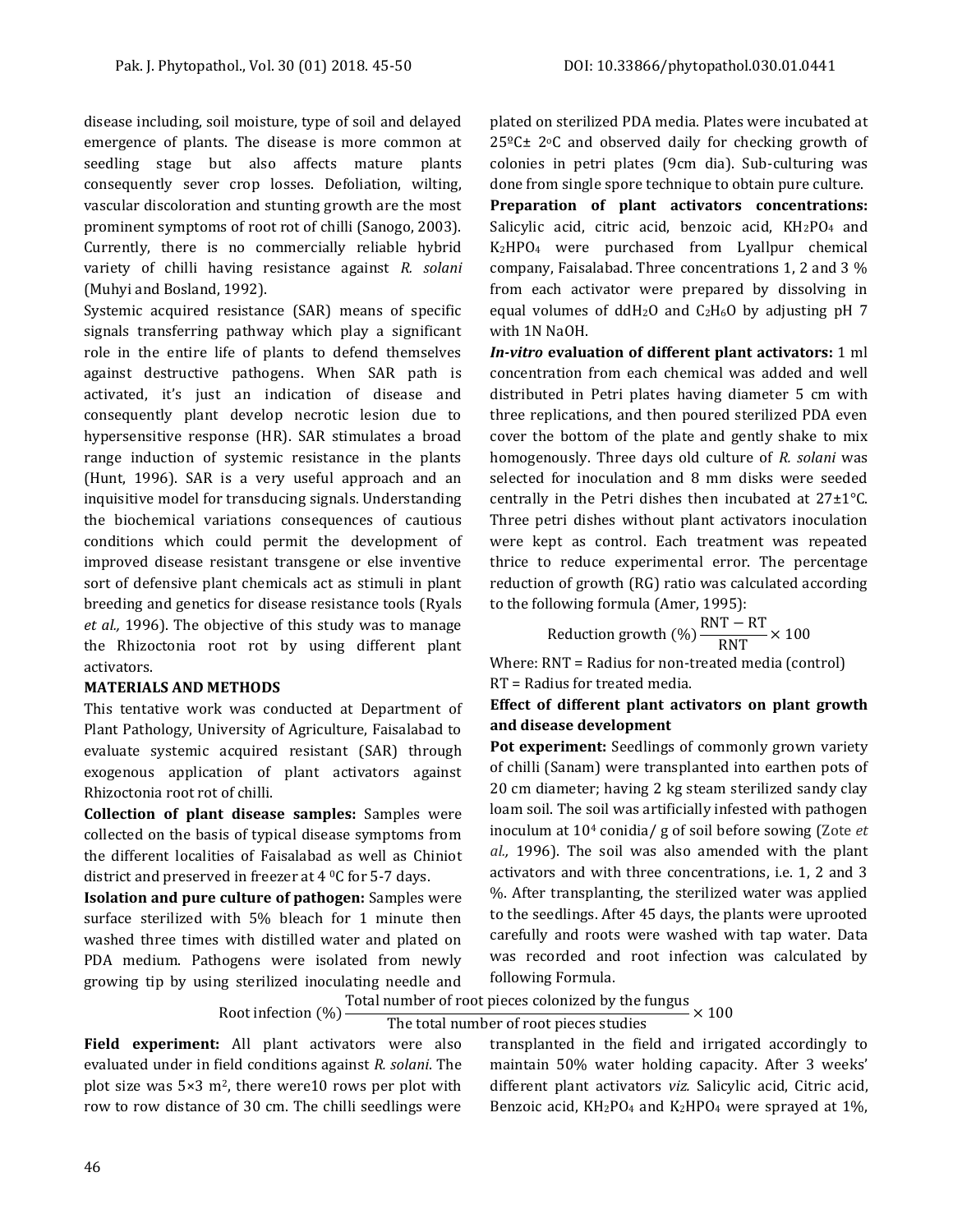disease including, soil moisture, type of soil and delayed emergence of plants. The disease is more common at seedling stage but also affects mature plants consequently sever crop losses. Defoliation, wilting, vascular discoloration and stunting growth are the most prominent symptoms of root rot of chilli (Sanogo, 2003). Currently, there is no commercially reliable hybrid variety of chilli having resistance against *R. solani* (Muhyi and Bosland, 1992).

Systemic acquired resistance (SAR) means of specific signals transferring pathway which play a significant role in the entire life of plants to defend themselves against destructive pathogens. When SAR path is activated, it's just an indication of disease and consequently plant develop necrotic lesion due to hypersensitive response (HR). SAR stimulates a broad range induction of systemic resistance in the plants (Hunt, 1996). SAR is a very useful approach and an inquisitive model for transducing signals. Understanding the biochemical variations consequences of cautious conditions which could permit the development of improved disease resistant transgene or else inventive sort of defensive plant chemicals act as stimuli in plant breeding and genetics for disease resistance tools (Ryals *et al.,* 1996). The objective of this study was to manage the Rhizoctonia root rot by using different plant activators.

## MATERIALS AND METHODS

This tentative work was conducted at Department of Plant Pathology, University of Agriculture, Faisalabad to evaluate systemic acquired resistant (SAR) through exogenous application of plant activators against Rhizoctonia root rot of chilli.

**Collection of plant disease samples:** Samples were collected on the basis of typical disease symptoms from the different localities of Faisalabad as well as Chiniot district and preserved in freezer at 4 $^0$C for 5-7 days.

**Isolation and pure culture of pathogen:** Samples were surface sterilized with 5% bleach for 1 minute then washed three times with distilled water and plated on PDA medium. Pathogens were isolated from newly growing tip by using sterilized inoculating needle and plated on sterilized PDA media. Plates were incubated at 25ºC± 2ºC and observed daily for checking growth of colonies in petri plates (9cm dia). Sub-culturing was done from single spore technique to obtain pure culture.

**Preparation of plant activators concentrations:** Salicylic acid, citric acid, benzoic acid, $KH_2PO_4$ and $K_2HPO_4$ were purchased from Lyallpur chemical company, Faisalabad. Three concentrations 1, 2 and 3 % from each activator were prepared by dissolving in equal volumes of dd$H_2O$ and $C_2H_6O$ by adjusting pH 7 with 1N NaOH.

***In-vitro* evaluation of different plant activators:** 1 ml concentration from each chemical was added and well distributed in Petri plates having diameter 5 cm with three replications, and then poured sterilized PDA even cover the bottom of the plate and gently shake to mix homogenously. Three days old culture of *R. solani* was selected for inoculation and 8 mm disks were seeded centrally in the Petri dishes then incubated at 27±1°C. Three petri dishes without plant activators inoculation were kept as control. Each treatment was repeated thrice to reduce experimental error. The percentage reduction of growth (RG) ratio was calculated according to the following formula (Amer, 1995):

$$\text{Reduction growth (\%)} \frac{\text{RNT} - \text{RT}}{\text{RNT}} \times 100$$

Where: RNT = Radius for non-treated media (control)
RT = Radius for treated media.

**Effect of different plant activators on plant growth and disease development**

**Pot experiment:** Seedlings of commonly grown variety of chilli (Sanam) were transplanted into earthen pots of 20 cm diameter; having 2 kg steam sterilized sandy clay loam soil. The soil was artificially infested with pathogen inoculum at $10^4$ conidia/ g of soil before sowing (Zote *et al.,* 1996). The soil was also amended with the plant activators and with three concentrations, i.e. 1, 2 and 3 %. After transplanting, the sterilized water was applied to the seedlings. After 45 days, the plants were uprooted carefully and roots were washed with tap water. Data was recorded and root infection was calculated by following Formula.

$$\text{Root infection (\%)} \frac{\text{Total number of root pieces colonized by the fungus}}{\text{The total number of root pieces studies}} \times 100$$

**Field experiment:** All plant activators were also evaluated under in field conditions against *R. solani*. The plot size was 5×3 m$^2$, there were10 rows per plot with row to row distance of 30 cm. The chilli seedlings were transplanted in the field and irrigated accordingly to maintain 50% water holding capacity. After 3 weeks' different plant activators *viz.* Salicylic acid, Citric acid, Benzoic acid, $KH_2PO_4$ and $K_2HPO_4$ were sprayed at 1%,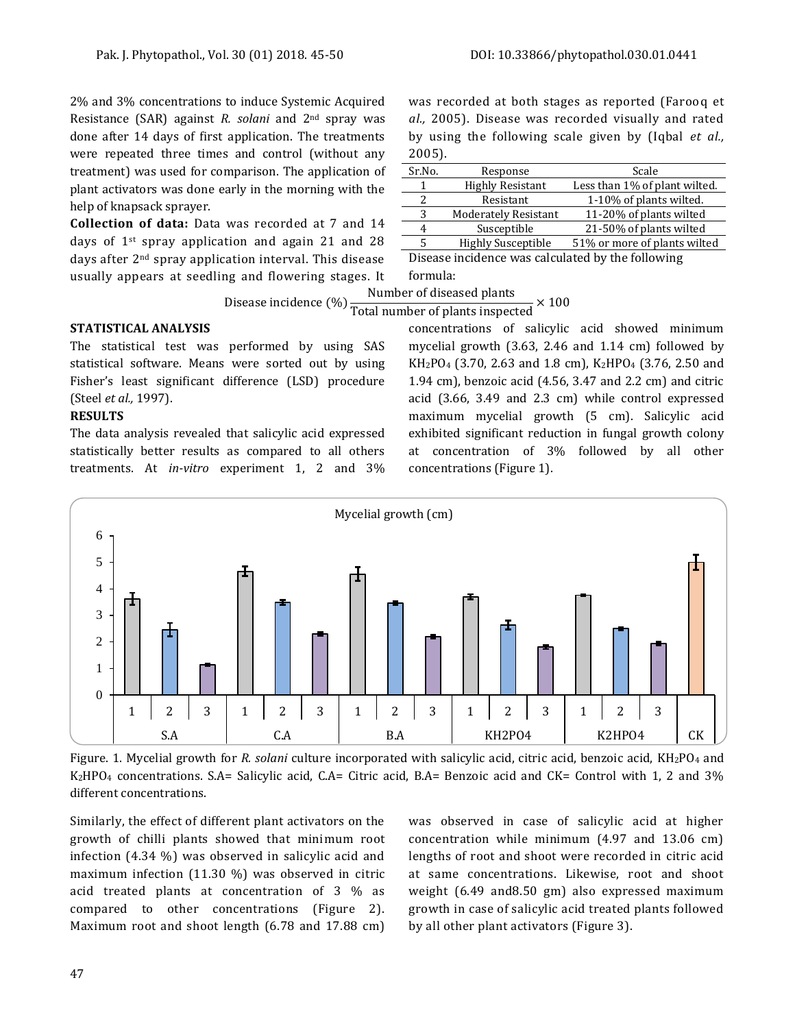2% and 3% concentrations to induce Systemic Acquired Resistance (SAR) against *R. solani* and 2nd spray was done after 14 days of first application. The treatments were repeated three times and control (without any treatment) was used for comparison. The application of plant activators was done early in the morning with the help of knapsack sprayer.

**Collection of data:** Data was recorded at 7 and 14 days of 1st spray application and again 21 and 28 days after 2nd spray application interval. This disease usually appears at seedling and flowering stages. It was recorded at both stages as reported (Farooq et *al.,* 2005). Disease was recorded visually and rated by using the following scale given by (Iqbal *et al.,* 2005).

| Sr.No. | Response | Scale |
|---|---|---|
| 1 | Highly Resistant | Less than 1% of plant wilted. |
| 2 | Resistant | 1-10% of plants wilted. |
| 3 | Moderately Resistant | 11-20% of plants wilted |
| 4 | Susceptible | 21-50% of plants wilted |
| 5 | Highly Susceptible | 51% or more of plants wilted |

Disease incidence was calculated by the following formula:

$$\text{Disease incidence (\%)} \frac{\text{Number of diseased plants}}{\text{Total number of plants inspected}} \times 100$$

## STATISTICAL ANALYSIS

The statistical test was performed by using SAS statistical software. Means were sorted out by using Fisher's least significant difference (LSD) procedure (Steel *et al.,* 1997).

## RESULTS

The data analysis revealed that salicylic acid expressed statistically better results as compared to all others treatments. At *in-vitro* experiment 1, 2 and 3% concentrations of salicylic acid showed minimum mycelial growth (3.63, 2.46 and 1.14 cm) followed by $KH_2PO_4$ (3.70, 2.63 and 1.8 cm), $K_2HPO_4$ (3.76, 2.50 and 1.94 cm), benzoic acid (4.56, 3.47 and 2.2 cm) and citric acid (3.66, 3.49 and 2.3 cm) while control expressed maximum mycelial growth (5 cm). Salicylic acid exhibited significant reduction in fungal growth colony at concentration of 3% followed by all other concentrations (Figure 1).

Figure. 1. Mycelial growth for *R. solani* culture incorporated with salicylic acid, citric acid, benzoic acid, $KH_2PO_4$ and $K_2HPO_4$ concentrations. S.A= Salicylic acid, C.A= Citric acid, B.A= Benzoic acid and CK= Control with 1, 2 and 3% different concentrations.

Similarly, the effect of different plant activators on the growth of chilli plants showed that minimum root infection (4.34 %) was observed in salicylic acid and maximum infection (11.30 %) was observed in citric acid treated plants at concentration of 3 % as compared to other concentrations (Figure 2). Maximum root and shoot length (6.78 and 17.88 cm) was observed in case of salicylic acid at higher concentration while minimum (4.97 and 13.06 cm) lengths of root and shoot were recorded in citric acid at same concentrations. Likewise, root and shoot weight (6.49 and8.50 gm) also expressed maximum growth in case of salicylic acid treated plants followed by all other plant activators (Figure 3).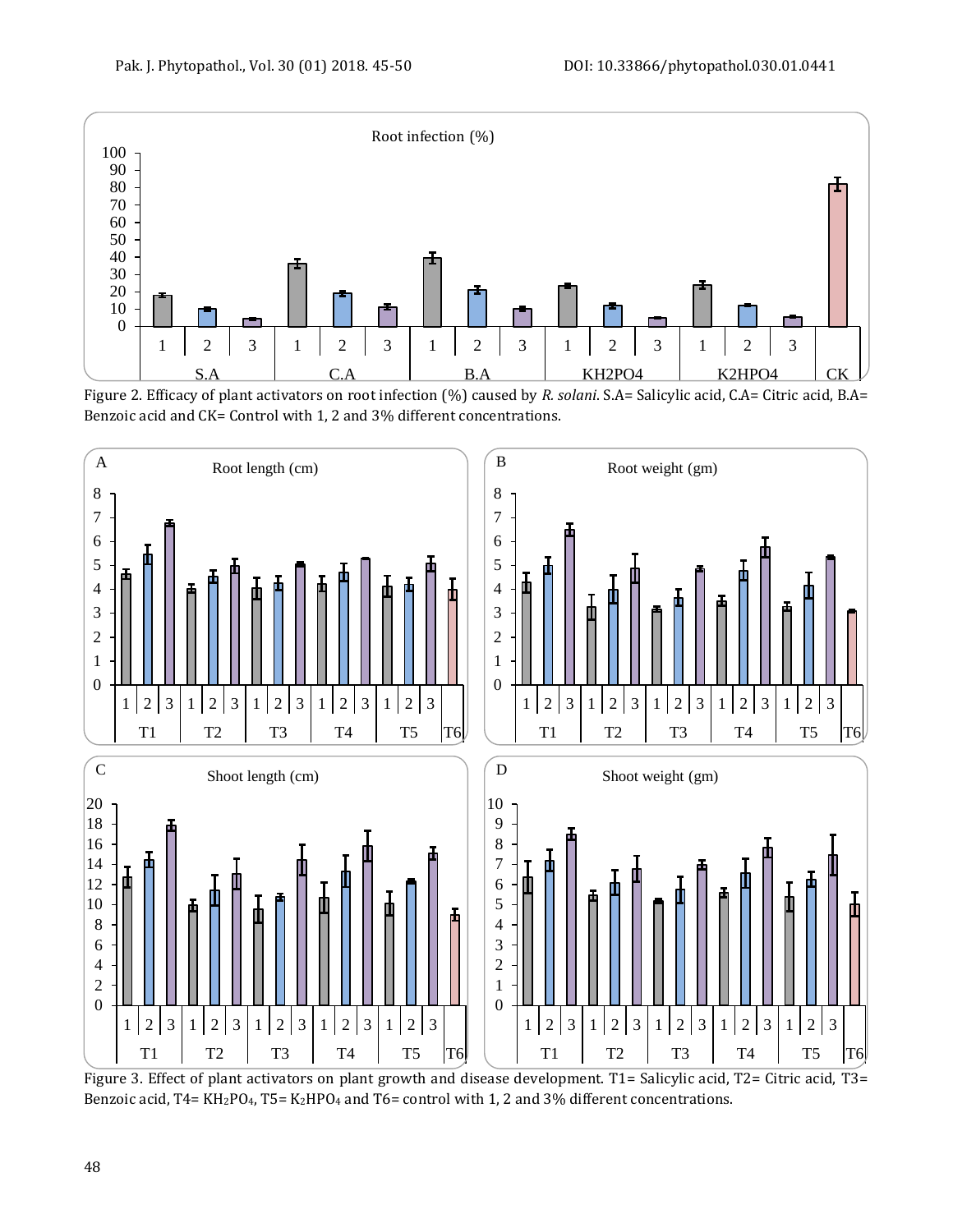Figure 2. Efficacy of plant activators on root infection (%) caused by *R. solani*. S.A= Salicylic acid, C.A= Citric acid, B.A= Benzoic acid and CK= Control with 1, 2 and 3% different concentrations.

Figure 3. Effect of plant activators on plant growth and disease development. T1= Salicylic acid, T2= Citric acid, T3= Benzoic acid, T4= $KH_2PO_4$, T5= $K_2HPO_4$ and T6= control with 1, 2 and 3% different concentrations.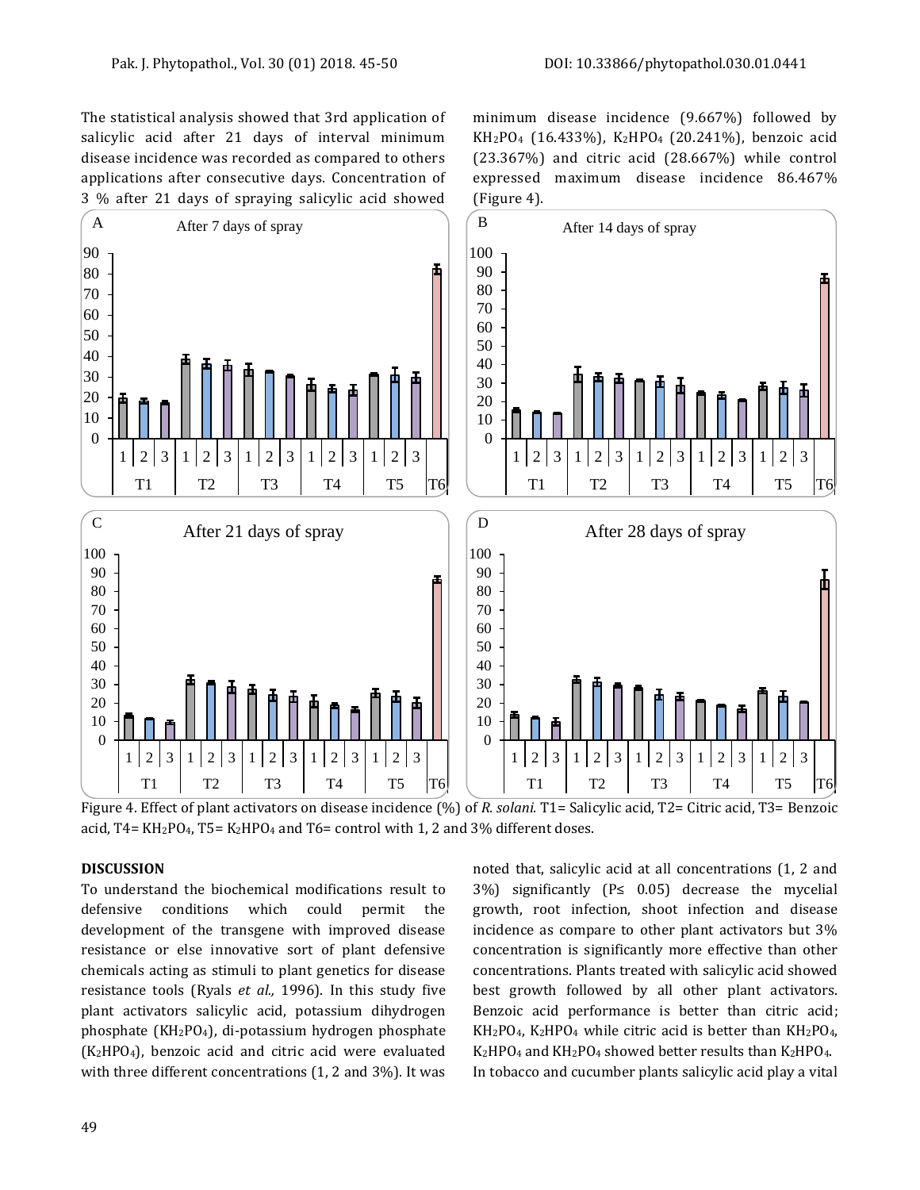The statistical analysis showed that 3rd application of salicylic acid after 21 days of interval minimum disease incidence was recorded as compared to others applications after consecutive days. Concentration of 3 % after 21 days of spraying salicylic acid showed minimum disease incidence (9.667%) followed by $KH_2PO_4$ (16.433%), $K_2HPO_4$ (20.241%), benzoic acid (23.367%) and citric acid (28.667%) while control expressed maximum disease incidence 86.467% (Figure 4).

Figure 4. Effect of plant activators on disease incidence (%) of *R. solani.* T1= Salicylic acid, T2= Citric acid, T3= Benzoic acid, T4= $KH_2PO_4$, T5= $K_2HPO_4$ and T6= control with 1, 2 and 3% different doses.

## DISCUSSION

To understand the biochemical modifications result to defensive conditions which could permit the development of the transgene with improved disease resistance or else innovative sort of plant defensive chemicals acting as stimuli to plant genetics for disease resistance tools (Ryals *et al.,* 1996). In this study five plant activators salicylic acid, potassium dihydrogen phosphate ($KH_2PO_4$), di-potassium hydrogen phosphate ($K_2HPO_4$), benzoic acid and citric acid were evaluated with three different concentrations (1, 2 and 3%). It was noted that, salicylic acid at all concentrations (1, 2 and 3%) significantly ($P \leq 0.05$) decrease the mycelial growth, root infection, shoot infection and disease incidence as compare to other plant activators but 3% concentration is significantly more effective than other concentrations. Plants treated with salicylic acid showed best growth followed by all other plant activators. Benzoic acid performance is better than citric acid; $KH_2PO_4$, $K_2HPO_4$ while citric acid is better than $KH_2PO_4$, $K_2HPO_4$ and $KH_2PO_4$ showed better results than $K_2HPO_4$. In tobacco and cucumber plants salicylic acid play a vital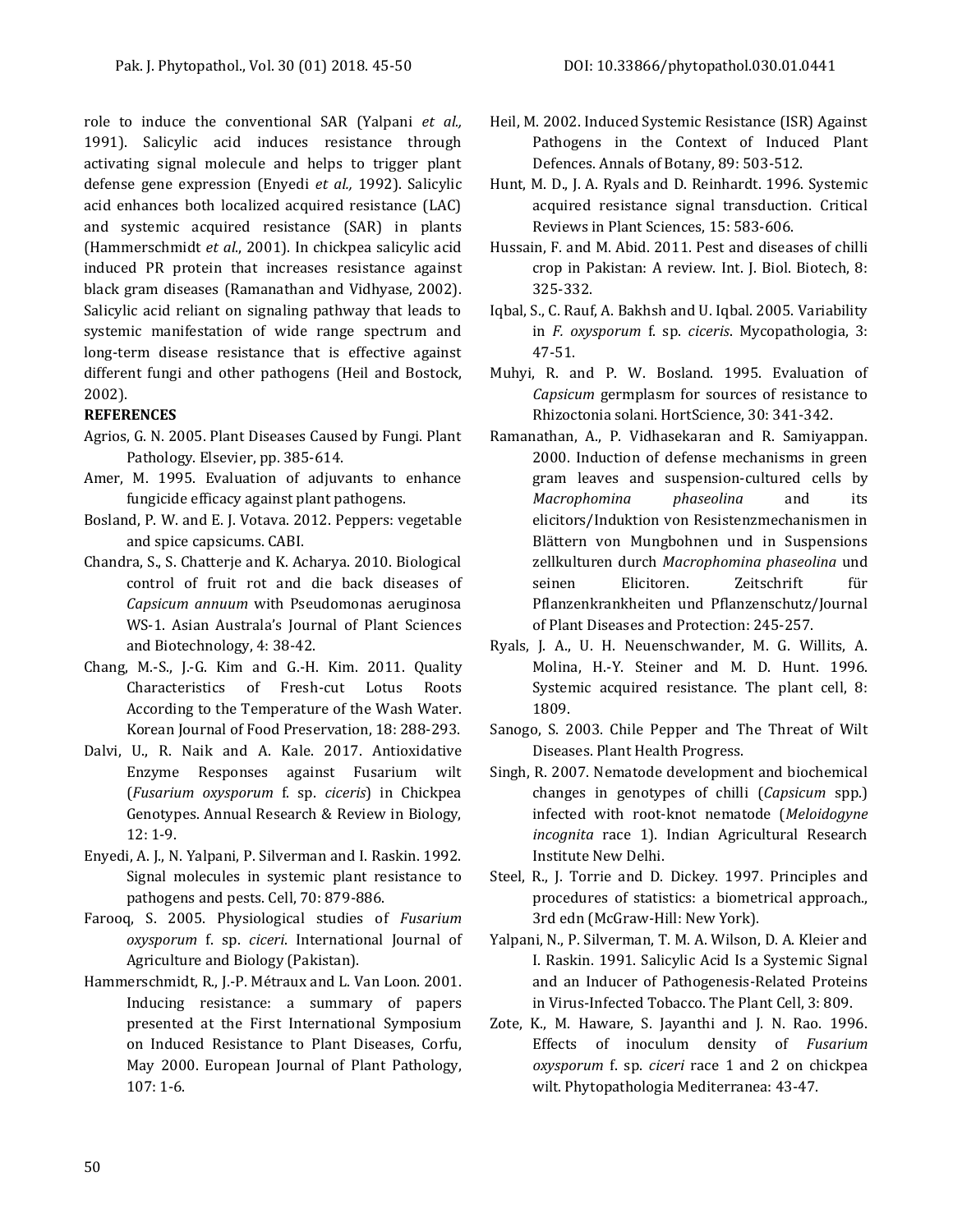role to induce the conventional SAR (Yalpani *et al.,* 1991). Salicylic acid induces resistance through activating signal molecule and helps to trigger plant defense gene expression (Enyedi *et al.,* 1992). Salicylic acid enhances both localized acquired resistance (LAC) and systemic acquired resistance (SAR) in plants (Hammerschmidt *et al*., 2001). In chickpea salicylic acid induced PR protein that increases resistance against black gram diseases (Ramanathan and Vidhyase, 2002). Salicylic acid reliant on signaling pathway that leads to systemic manifestation of wide range spectrum and long-term disease resistance that is effective against different fungi and other pathogens (Heil and Bostock, 2002).

**REFERENCES**

Agrios, G. N. 2005. Plant Diseases Caused by Fungi. Plant Pathology. Elsevier, pp. 385-614.

Amer, M. 1995. Evaluation of adjuvants to enhance fungicide efficacy against plant pathogens.

Bosland, P. W. and E. J. Votava. 2012. Peppers: vegetable and spice capsicums. CABI.

Chandra, S., S. Chatterje and K. Acharya. 2010. Biological control of fruit rot and die back diseases of *Capsicum annuum* with Pseudomonas aeruginosa WS-1. Asian Australa's Journal of Plant Sciences and Biotechnology, 4: 38-42.

Chang, M.-S., J.-G. Kim and G.-H. Kim. 2011. Quality Characteristics of Fresh-cut Lotus Roots According to the Temperature of the Wash Water. Korean Journal of Food Preservation, 18: 288-293.

Dalvi, U., R. Naik and A. Kale. 2017. Antioxidative Enzyme Responses against Fusarium wilt (*Fusarium oxysporum* f. sp. *ciceris*) in Chickpea Genotypes. Annual Research & Review in Biology, 12: 1-9.

Enyedi, A. J., N. Yalpani, P. Silverman and I. Raskin. 1992. Signal molecules in systemic plant resistance to pathogens and pests. Cell, 70: 879-886.

Farooq, S. 2005. Physiological studies of *Fusarium oxysporum* f. sp. *ciceri*. International Journal of Agriculture and Biology (Pakistan).

Hammerschmidt, R., J.-P. Métraux and L. Van Loon. 2001. Inducing resistance: a summary of papers presented at the First International Symposium on Induced Resistance to Plant Diseases, Corfu, May 2000. European Journal of Plant Pathology, 107: 1-6.

Heil, M. 2002. Induced Systemic Resistance (ISR) Against Pathogens in the Context of Induced Plant Defences. Annals of Botany, 89: 503-512.

Hunt, M. D., J. A. Ryals and D. Reinhardt. 1996. Systemic acquired resistance signal transduction. Critical Reviews in Plant Sciences, 15: 583-606.

Hussain, F. and M. Abid. 2011. Pest and diseases of chilli crop in Pakistan: A review. Int. J. Biol. Biotech, 8: 325-332.

Iqbal, S., C. Rauf, A. Bakhsh and U. Iqbal. 2005. Variability in *F. oxysporum* f. sp. *ciceris*. Mycopathologia, 3: 47-51.

Muhyi, R. and P. W. Bosland. 1995. Evaluation of *Capsicum* germplasm for sources of resistance to Rhizoctonia solani. HortScience, 30: 341-342.

Ramanathan, A., P. Vidhasekaran and R. Samiyappan. 2000. Induction of defense mechanisms in green gram leaves and suspension-cultured cells by *Macrophomina phaseolina* and its elicitors/Induktion von Resistenzmechanismen in Blättern von Mungbohnen und in Suspensions zellkulturen durch *Macrophomina phaseolina* und seinen Elicitoren. Zeitschrift für Pflanzenkrankheiten und Pflanzenschutz/Journal of Plant Diseases and Protection: 245-257.

Ryals, J. A., U. H. Neuenschwander, M. G. Willits, A. Molina, H.-Y. Steiner and M. D. Hunt. 1996. Systemic acquired resistance. The plant cell, 8: 1809.

Sanogo, S. 2003. Chile Pepper and The Threat of Wilt Diseases. Plant Health Progress.

Singh, R. 2007. Nematode development and biochemical changes in genotypes of chilli (*Capsicum* spp.) infected with root-knot nematode (*Meloidogyne incognita* race 1). Indian Agricultural Research Institute New Delhi.

Steel, R., J. Torrie and D. Dickey. 1997. Principles and procedures of statistics: a biometrical approach., 3rd edn (McGraw-Hill: New York).

Yalpani, N., P. Silverman, T. M. A. Wilson, D. A. Kleier and I. Raskin. 1991. Salicylic Acid Is a Systemic Signal and an Inducer of Pathogenesis-Related Proteins in Virus-Infected Tobacco. The Plant Cell, 3: 809.

Zote, K., M. Haware, S. Jayanthi and J. N. Rao. 1996. Effects of inoculum density of *Fusarium oxysporum* f. sp. *ciceri* race 1 and 2 on chickpea wilt. Phytopathologia Mediterranea: 43-47.